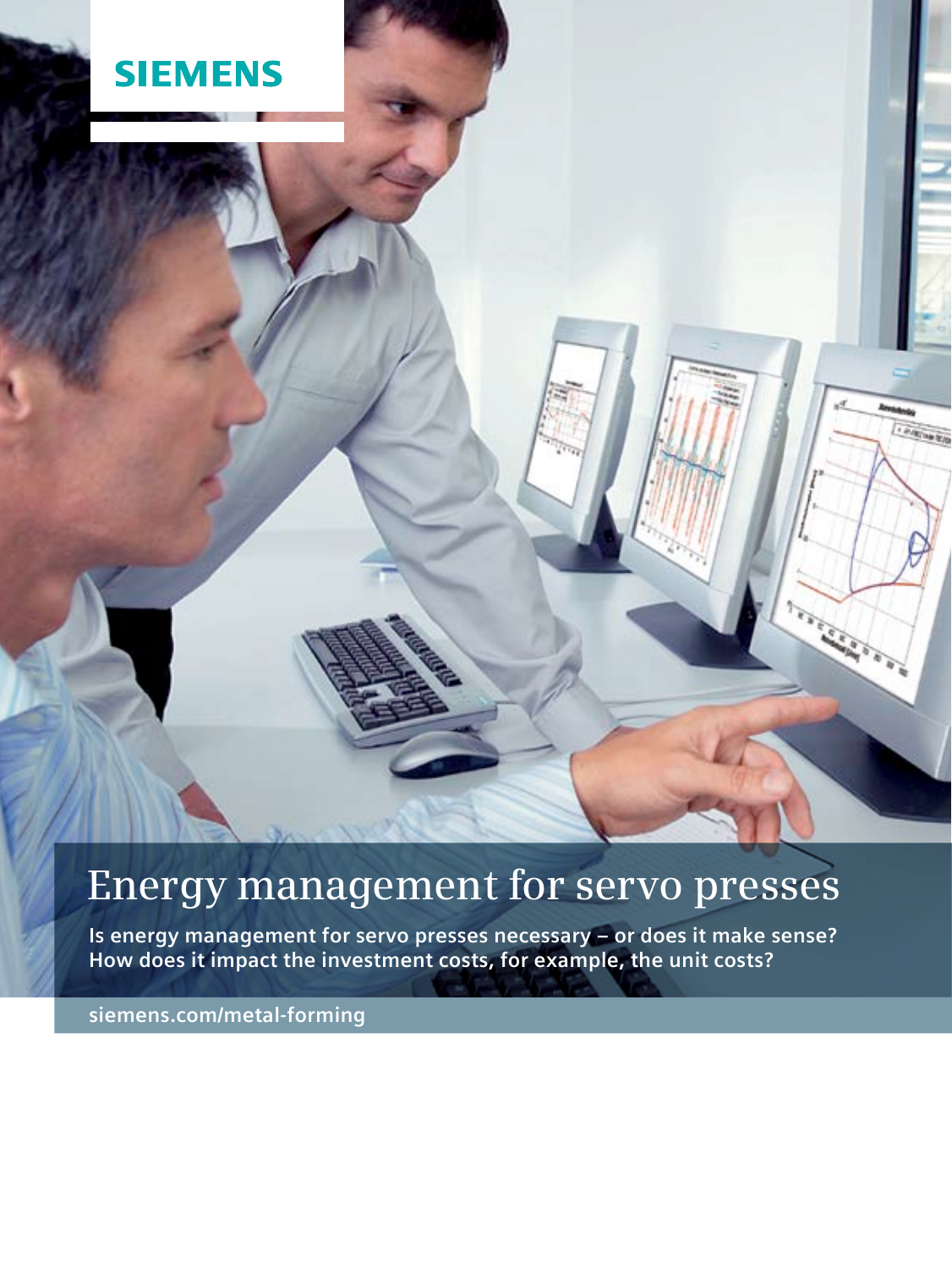SIEMENS

# Energy management for servo presses

**Is energy management for servo presses necessary – or does it make sense? How does it impact the investment costs, for example, the unit costs?**

**siemens.com/metal-forming**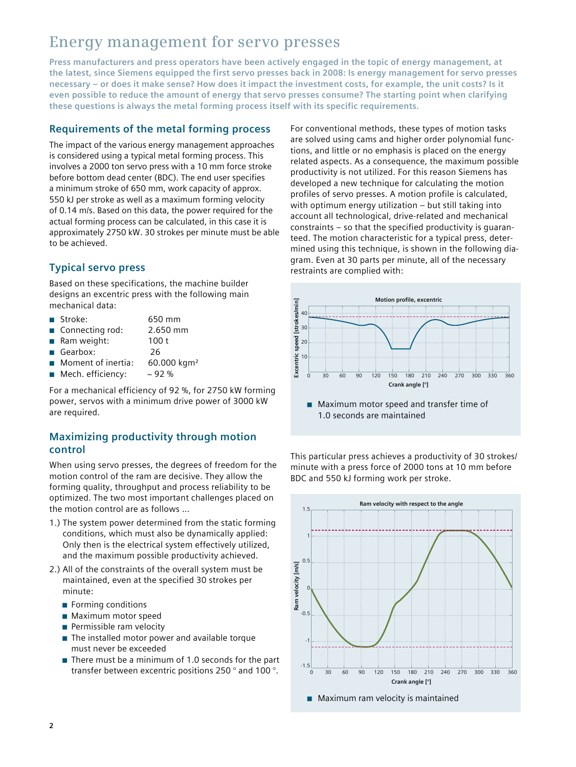# Energy management for servo presses

**Press manufacturers and press operators have been actively engaged in the topic of energy management, at the latest, since Siemens equipped the first servo presses back in 2008: Is energy management for servo presses necessary – or does it make sense? How does it impact the investment costs, for example, the unit costs? Is it even possible to reduce the amount of energy that servo presses consume? The starting point when clarifying these questions is always the metal forming process itself with its specific requirements.**

## Requirements of the metal forming process

The impact of the various energy management approaches is considered using a typical metal forming process. This involves a 2000 ton servo press with a 10 mm force stroke before bottom dead center (BDC). The end user specifies a minimum stroke of 650 mm, work capacity of approx. 550 kJ per stroke as well as a maximum forming velocity of 0.14 m/s. Based on this data, the power required for the actual forming process can be calculated, in this case it is approximately 2750 kW. 30 strokes per minute must be able to be achieved.

## Typical servo press

Based on these specifications, the machine builder designs an excentric press with the following main mechanical data:

- Stroke: 650 mm
- Connecting rod: 2.650 mm
- Ram weight: 100 t
- Gearbox: 26
- Moment of inertia: 60.000 kgm²
- Mech. efficiency: ~ 92 %

For a mechanical efficiency of 92 %, for 2750 kW forming power, servos with a minimum drive power of 3000 kW are required.

## Maximizing productivity through motion control

When using servo presses, the degrees of freedom for the motion control of the ram are decisive. They allow the forming quality, throughput and process reliability to be optimized. The two most important challenges placed on the motion control are as follows ...

1.) The system power determined from the static forming conditions, which must also be dynamically applied: Only then is the electrical system effectively utilized, and the maximum possible productivity achieved.

2.) All of the constraints of the overall system must be maintained, even at the specified 30 strokes per minute:
   - Forming conditions
   - Maximum motor speed
   - Permissible ram velocity
   - The installed motor power and available torque must never be exceeded
   - There must be a minimum of 1.0 seconds for the part transfer between excentric positions 250 ° and 100 °.

For conventional methods, these types of motion tasks are solved using cams and higher order polynomial functions, and little or no emphasis is placed on the energy related aspects. As a consequence, the maximum possible productivity is not utilized. For this reason Siemens has developed a new technique for calculating the motion profiles of servo presses. A motion profile is calculated, with optimum energy utilization – but still taking into account all technological, drive-related and mechanical constraints – so that the specified productivity is guaranteed. The motion characteristic for a typical press, determined using this technique, is shown in the following diagram. Even at 30 parts per minute, all of the necessary restraints are complied with:

- Maximum motor speed and transfer time of 1.0 seconds are maintained

This particular press achieves a productivity of 30 strokes/minute with a press force of 2000 tons at 10 mm before BDC and 550 kJ forming work per stroke.

- Maximum ram velocity is maintained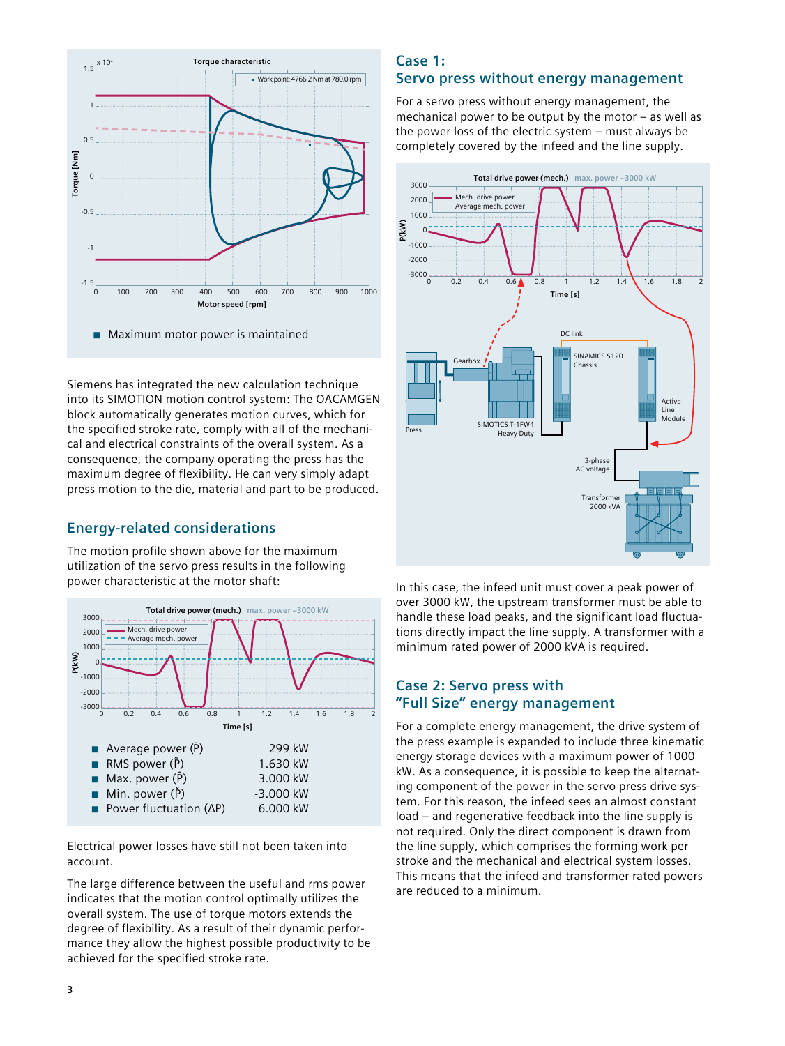■ Maximum motor power is maintained

Siemens has integrated the new calculation technique into its SIMOTION motion control system: The OACAMGEN block automatically generates motion curves, which for the specified stroke rate, comply with all of the mechanical and electrical constraints of the overall system. As a consequence, the company operating the press has the maximum degree of flexibility. He can very simply adapt press motion to the die, material and part to be produced.

## Energy-related considerations

The motion profile shown above for the maximum utilization of the servo press results in the following power characteristic at the motor shaft:

- Average power ($\bar{P}$) 299 kW
- RMS power ($\tilde{P}$) 1.630 kW
- Max. power ($\hat{P}$) 3.000 kW
- Min. power ($\check{P}$) -3.000 kW
- Power fluctuation (ΔP) 6.000 kW

Electrical power losses have still not been taken into account.

The large difference between the useful and rms power indicates that the motion control optimally utilizes the overall system. The use of torque motors extends the degree of flexibility. As a result of their dynamic performance they allow the highest possible productivity to be achieved for the specified stroke rate.

## Case 1: Servo press without energy management

For a servo press without energy management, the mechanical power to be output by the motor – as well as the power loss of the electric system – must always be completely covered by the infeed and the line supply.

In this case, the infeed unit must cover a peak power of over 3000 kW, the upstream transformer must be able to handle these load peaks, and the significant load fluctuations directly impact the line supply. A transformer with a minimum rated power of 2000 kVA is required.

## Case 2: Servo press with "Full Size" energy management

For a complete energy management, the drive system of the press example is expanded to include three kinematic energy storage devices with a maximum power of 1000 kW. As a consequence, it is possible to keep the alternating component of the power in the servo press drive system. For this reason, the infeed sees an almost constant load – and regenerative feedback into the line supply is not required. Only the direct component is drawn from the line supply, which comprises the forming work per stroke and the mechanical and electrical system losses. This means that the infeed and transformer rated powers are reduced to a minimum.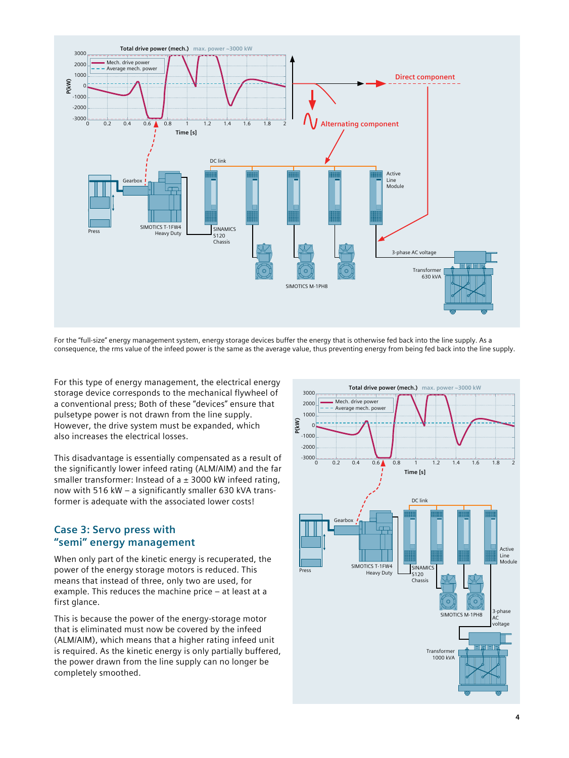For the "full-size" energy management system, energy storage devices buffer the energy that is otherwise fed back into the line supply. As a consequence, the rms value of the infeed power is the same as the average value, thus preventing energy from being fed back into the line supply.

For this type of energy management, the electrical energy storage device corresponds to the mechanical flywheel of a conventional press; Both of these "devices" ensure that pulsetype power is not drawn from the line supply. However, the drive system must be expanded, which also increases the electrical losses.

This disadvantage is essentially compensated as a result of the significantly lower infeed rating (ALM/AIM) and the far smaller transformer: Instead of a ± 3000 kW infeed rating, now with 516 kW – a significantly smaller 630 kVA transformer is adequate with the associated lower costs!

## Case 3: Servo press with "semi" energy management

When only part of the kinetic energy is recuperated, the power of the energy storage motors is reduced. This means that instead of three, only two are used, for example. This reduces the machine price – at least at a first glance.

This is because the power of the energy-storage motor that is eliminated must now be covered by the infeed (ALM/AIM), which means that a higher rating infeed unit is required. As the kinetic energy is only partially buffered, the power drawn from the line supply can no longer be completely smoothed.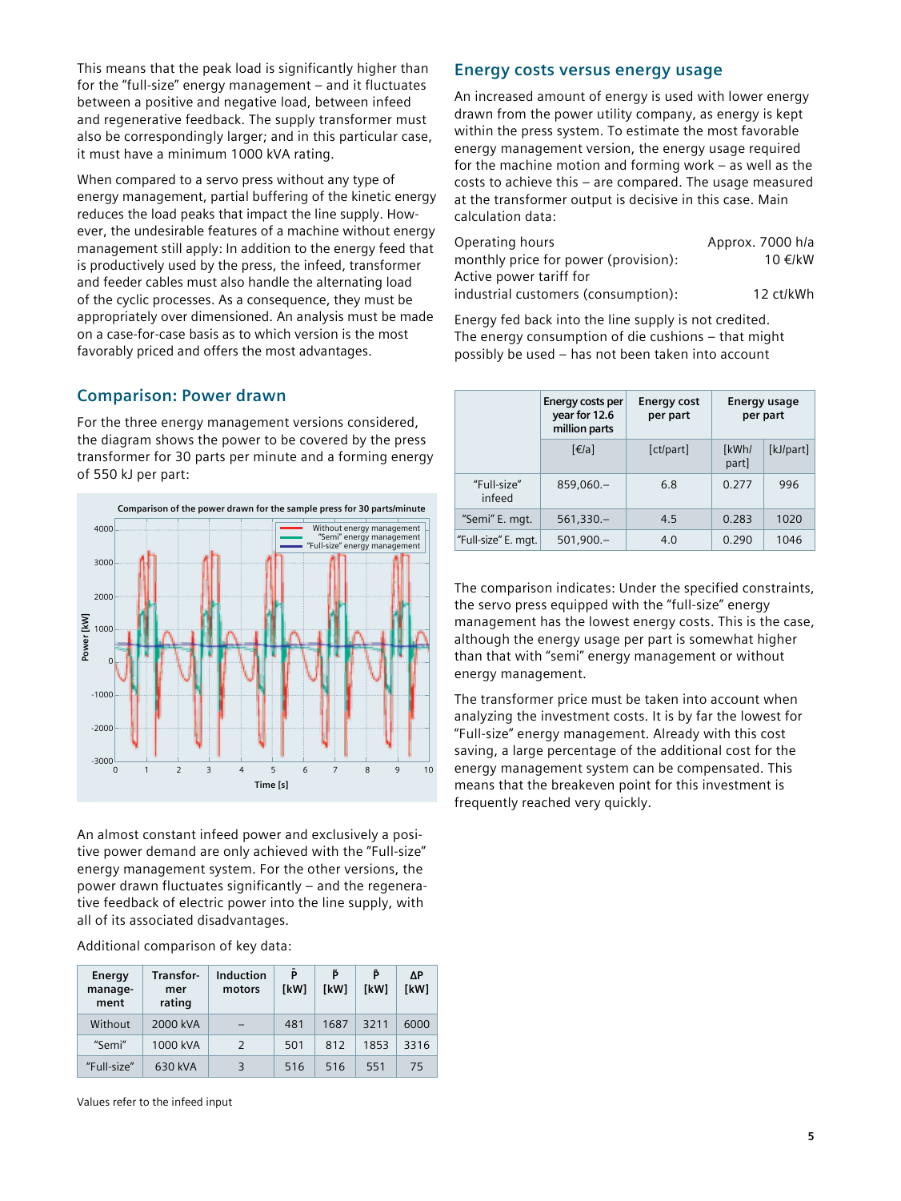This means that the peak load is significantly higher than for the "full-size" energy management – and it fluctuates between a positive and negative load, between infeed and regenerative feedback. The supply transformer must also be correspondingly larger; and in this particular case, it must have a minimum 1000 kVA rating.

When compared to a servo press without any type of energy management, partial buffering of the kinetic energy reduces the load peaks that impact the line supply. However, the undesirable features of a machine without energy management still apply: In addition to the energy feed that is productively used by the press, the infeed, transformer and feeder cables must also handle the alternating load of the cyclic processes. As a consequence, they must be appropriately over dimensioned. An analysis must be made on a case-for-case basis as to which version is the most favorably priced and offers the most advantages.

## Comparison: Power drawn

For the three energy management versions considered, the diagram shows the power to be covered by the press transformer for 30 parts per minute and a forming energy of 550 kJ per part:

Comparison of the power drawn for the sample press for 30 parts/minute

An almost constant infeed power and exclusively a positive power demand are only achieved with the "Full-size" energy management system. For the other versions, the power drawn fluctuates significantly – and the regenerative feedback of electric power into the line supply, with all of its associated disadvantages.

Additional comparison of key data:

| Energy management | Transformer rating | Induction motors | $\bar{P}$ [kW] | $\tilde{P}$ [kW] | $\hat{P}$ [kW] | $\Delta P$ [kW] |
|---|---|---|---|---|---|---|
| Without | 2000 kVA | – | 481 | 1687 | 3211 | 6000 |
| "Semi" | 1000 kVA | 2 | 501 | 812 | 1853 | 3316 |
| "Full-size" | 630 kVA | 3 | 516 | 516 | 551 | 75 |

Values refer to the infeed input

## Energy costs versus energy usage

An increased amount of energy is used with lower energy drawn from the power utility company, as energy is kept within the press system. To estimate the most favorable energy management version, the energy usage required for the machine motion and forming work – as well as the costs to achieve this – are compared. The usage measured at the transformer output is decisive in this case. Main calculation data:

| | |
|---|---|
| Operating hours | Approx. 7000 h/a |
| monthly price for power (provision): | 10 €/kW |
| Active power tariff for industrial customers (consumption): | 12 ct/kWh |

Energy fed back into the line supply is not credited. The energy consumption of die cushions – that might possibly be used – has not been taken into account

| | Energy costs per year for 12.6 million parts | Energy cost per part | Energy usage per part | |
|---|---|---|---|---|
| | [€/a] | [ct/part] | [kWh/part] | [kJ/part] |
| "Full-size" infeed | 859,060.– | 6.8 | 0.277 | 996 |
| "Semi" E. mgt. | 561,330.– | 4.5 | 0.283 | 1020 |
| "Full-size" E. mgt. | 501,900.– | 4.0 | 0.290 | 1046 |

The comparison indicates: Under the specified constraints, the servo press equipped with the "full-size" energy management has the lowest energy costs. This is the case, although the energy usage per part is somewhat higher than that with "semi" energy management or without energy management.

The transformer price must be taken into account when analyzing the investment costs. It is by far the lowest for "Full-size" energy management. Already with this cost saving, a large percentage of the additional cost for the energy management system can be compensated. This means that the breakeven point for this investment is frequently reached very quickly.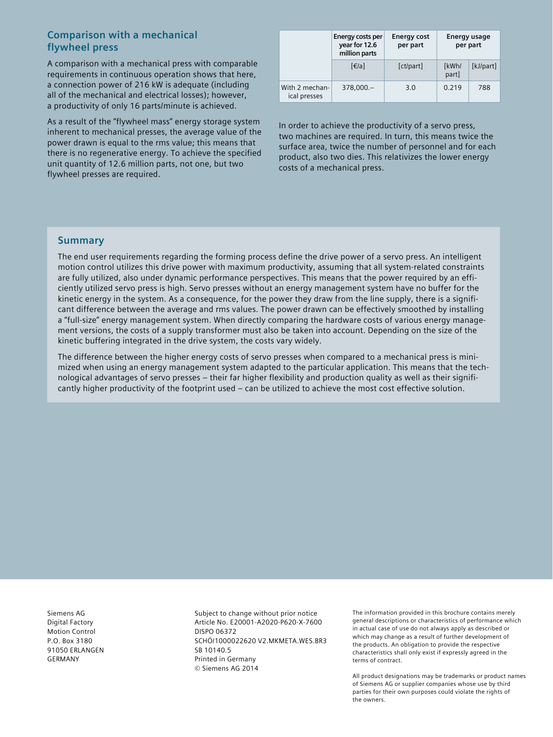## Comparison with a mechanical flywheel press

A comparison with a mechanical press with comparable requirements in continuous operation shows that here, a connection power of 216 kW is adequate (including all of the mechanical and electrical losses); however, a productivity of only 16 parts/minute is achieved.

As a result of the "flywheel mass" energy storage system inherent to mechanical presses, the average value of the power drawn is equal to the rms value; this means that there is no regenerative energy. To achieve the specified unit quantity of 12.6 million parts, not one, but two flywheel presses are required.

| | Energy costs per year for 12.6 million parts | Energy cost per part | Energy usage per part | |
|---|---|---|---|---|
| | [€/a] | [ct/part] | [kWh/ part] | [kJ/part] |
| With 2 mechanical presses | 378,000.– | 3.0 | 0.219 | 788 |

In order to achieve the productivity of a servo press, two machines are required. In turn, this means twice the surface area, twice the number of personnel and for each product, also two dies. This relativizes the lower energy costs of a mechanical press.

## Summary

The end user requirements regarding the forming process define the drive power of a servo press. An intelligent motion control utilizes this drive power with maximum productivity, assuming that all system-related constraints are fully utilized, also under dynamic performance perspectives. This means that the power required by an efficiently utilized servo press is high. Servo presses without an energy management system have no buffer for the kinetic energy in the system. As a consequence, for the power they draw from the line supply, there is a significant difference between the average and rms values. The power drawn can be effectively smoothed by installing a "full-size" energy management system. When directly comparing the hardware costs of various energy management versions, the costs of a supply transformer must also be taken into account. Depending on the size of the kinetic buffering integrated in the drive system, the costs vary widely.

The difference between the higher energy costs of servo presses when compared to a mechanical press is minimized when using an energy management system adapted to the particular application. This means that the technological advantages of servo presses – their far higher flexibility and production quality as well as their significantly higher productivity of the footprint used – can be utilized to achieve the most cost effective solution.

Siemens AG
Digital Factory
Motion Control
P.O. Box 3180
91050 ERLANGEN
GERMANY

Subject to change without prior notice
Article No. E20001-A2020-P620-X-7600
DISPO 06372
SCHÖ/1000022620 V2.MKMETA.WES.BR3
SB 10140.5
Printed in Germany
© Siemens AG 2014

The information provided in this brochure contains merely general descriptions or characteristics of performance which in actual case of use do not always apply as described or which may change as a result of further development of the products. An obligation to provide the respective characteristics shall only exist if expressly agreed in the terms of contract.

All product designations may be trademarks or product names of Siemens AG or supplier companies whose use by third parties for their own purposes could violate the rights of the owners.